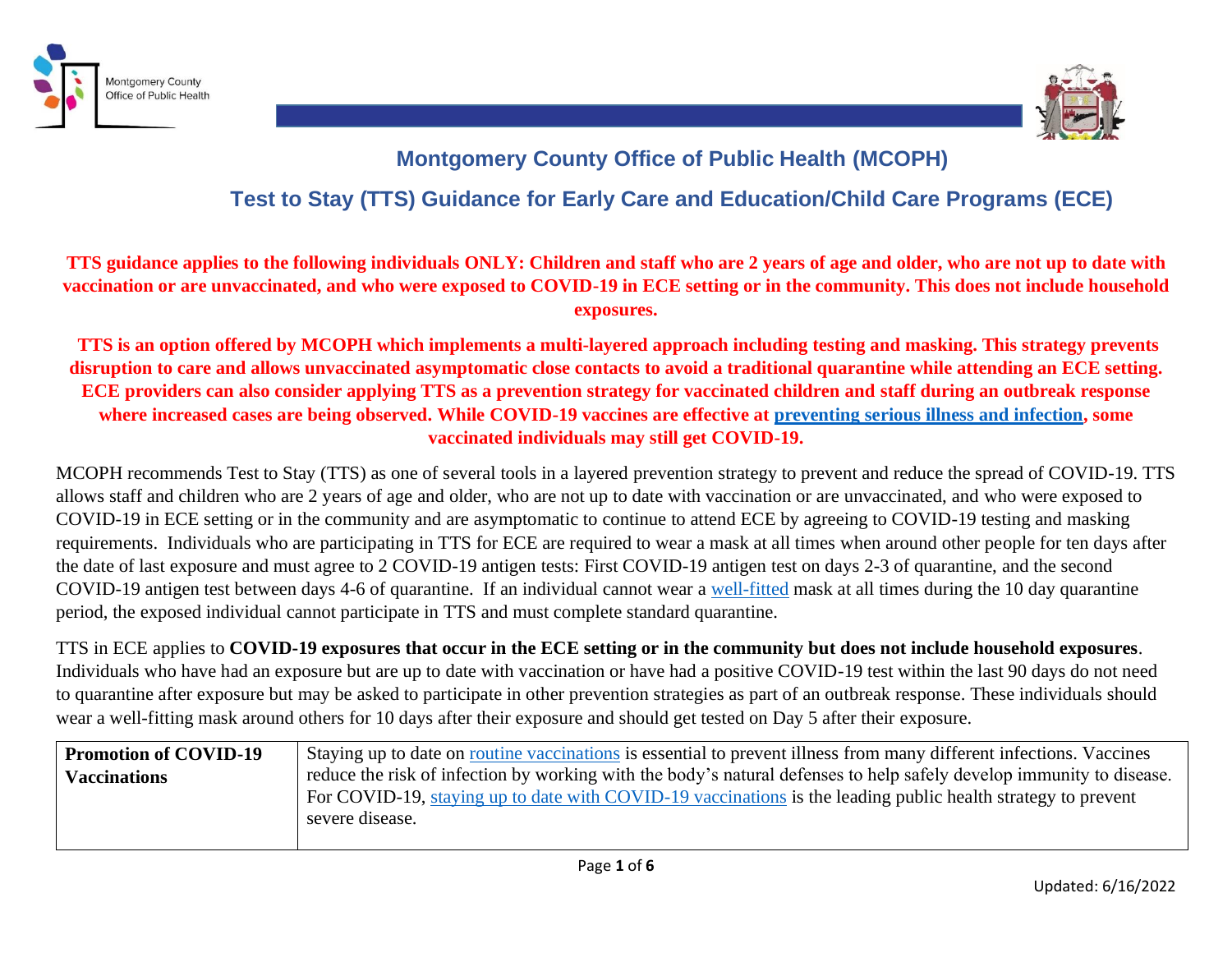Montgomery County Office of Public Health

# Montgomery County Office of Public Health (MCOPH)

## Test to Stay (TTS) Guidance for Early Care and Education/Child Care Programs (ECE)

**TTS guidance applies to the following individuals ONLY: Children and staff who are 2 years of age and older, who are not up to date with vaccination or are unvaccinated, and who were exposed to COVID-19 in ECE setting or in the community. This does not include household exposures.**

**TTS is an option offered by MCOPH which implements a multi-layered approach including testing and masking. This strategy prevents disruption to care and allows unvaccinated asymptomatic close contacts to avoid a traditional quarantine while attending an ECE setting. ECE providers can also consider applying TTS as a prevention strategy for vaccinated children and staff during an outbreak response where increased cases are being observed. While COVID-19 vaccines are effective at preventing serious illness and infection, some vaccinated individuals may still get COVID-19.**

MCOPH recommends Test to Stay (TTS) as one of several tools in a layered prevention strategy to prevent and reduce the spread of COVID-19. TTS allows staff and children who are 2 years of age and older, who are not up to date with vaccination or are unvaccinated, and who were exposed to COVID-19 in ECE setting or in the community and are asymptomatic to continue to attend ECE by agreeing to COVID-19 testing and masking requirements. Individuals who are participating in TTS for ECE are required to wear a mask at all times when around other people for ten days after the date of last exposure and must agree to 2 COVID-19 antigen tests: First COVID-19 antigen test on days 2-3 of quarantine, and the second COVID-19 antigen test between days 4-6 of quarantine. If an individual cannot wear a well-fitted mask at all times during the 10 day quarantine period, the exposed individual cannot participate in TTS and must complete standard quarantine.

TTS in ECE applies to **COVID-19 exposures that occur in the ECE setting or in the community but does not include household exposures**. Individuals who have had an exposure but are up to date with vaccination or have had a positive COVID-19 test within the last 90 days do not need to quarantine after exposure but may be asked to participate in other prevention strategies as part of an outbreak response. These individuals should wear a well-fitting mask around others for 10 days after their exposure and should get tested on Day 5 after their exposure.

| | |
|---|---|
| **Promotion of COVID-19 Vaccinations** | Staying up to date on routine vaccinations is essential to prevent illness from many different infections. Vaccines reduce the risk of infection by working with the body's natural defenses to help safely develop immunity to disease. For COVID-19, staying up to date with COVID-19 vaccinations is the leading public health strategy to prevent severe disease. |

Updated: 6/16/2022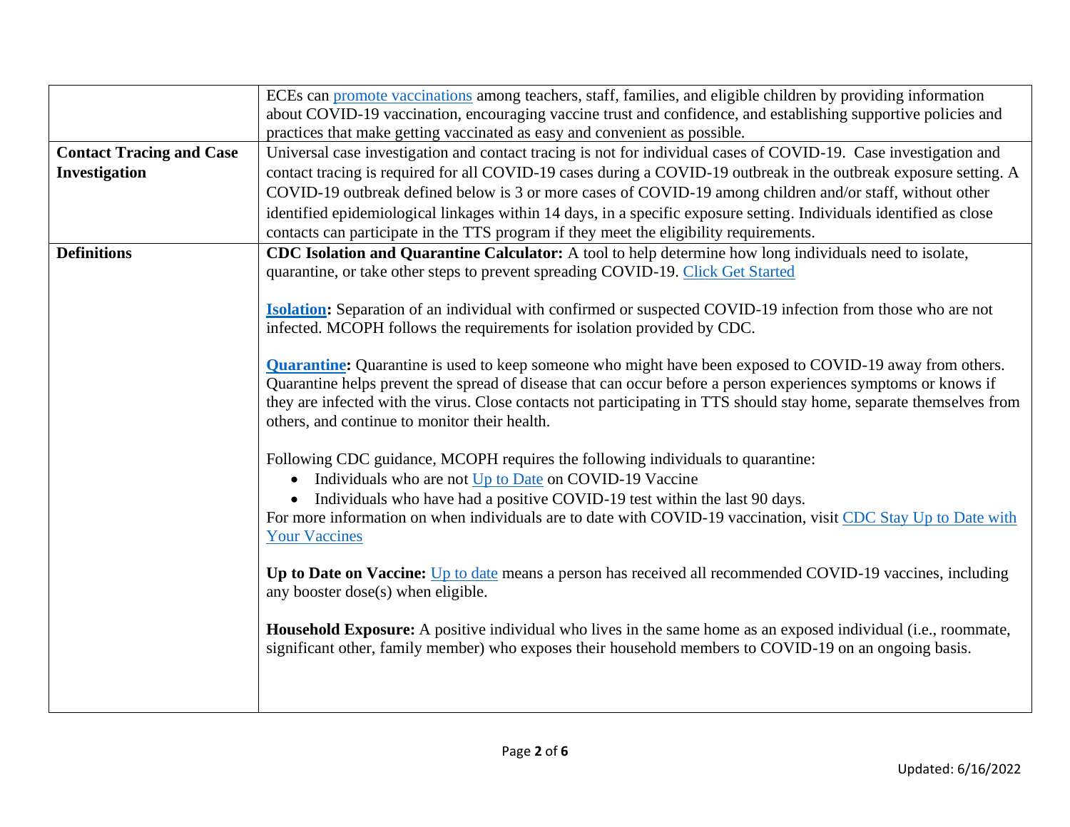| | |
|---|---|
| | ECEs can promote vaccinations among teachers, staff, families, and eligible children by providing information about COVID-19 vaccination, encouraging vaccine trust and confidence, and establishing supportive policies and practices that make getting vaccinated as easy and convenient as possible. |
| **Contact Tracing and Case Investigation** | Universal case investigation and contact tracing is not for individual cases of COVID-19. Case investigation and contact tracing is required for all COVID-19 cases during a COVID-19 outbreak in the outbreak exposure setting. A COVID-19 outbreak defined below is 3 or more cases of COVID-19 among children and/or staff, without other identified epidemiological linkages within 14 days, in a specific exposure setting. Individuals identified as close contacts can participate in the TTS program if they meet the eligibility requirements. |
| **Definitions** | **CDC Isolation and Quarantine Calculator:** A tool to help determine how long individuals need to isolate, quarantine, or take other steps to prevent spreading COVID-19. Click Get Started<br><br>**Isolation:** Separation of an individual with confirmed or suspected COVID-19 infection from those who are not infected. MCOPH follows the requirements for isolation provided by CDC.<br><br>**Quarantine:** Quarantine is used to keep someone who might have been exposed to COVID-19 away from others. Quarantine helps prevent the spread of disease that can occur before a person experiences symptoms or knows if they are infected with the virus. Close contacts not participating in TTS should stay home, separate themselves from others, and continue to monitor their health.<br><br>Following CDC guidance, MCOPH requires the following individuals to quarantine:<br>• Individuals who are not Up to Date on COVID-19 Vaccine<br>• Individuals who have had a positive COVID-19 test within the last 90 days.<br>For more information on when individuals are to date with COVID-19 vaccination, visit CDC Stay Up to Date with Your Vaccines<br><br>**Up to Date on Vaccine:** Up to date means a person has received all recommended COVID-19 vaccines, including any booster dose(s) when eligible.<br><br>**Household Exposure:** A positive individual who lives in the same home as an exposed individual (i.e., roommate, significant other, family member) who exposes their household members to COVID-19 on an ongoing basis. |

Updated: 6/16/2022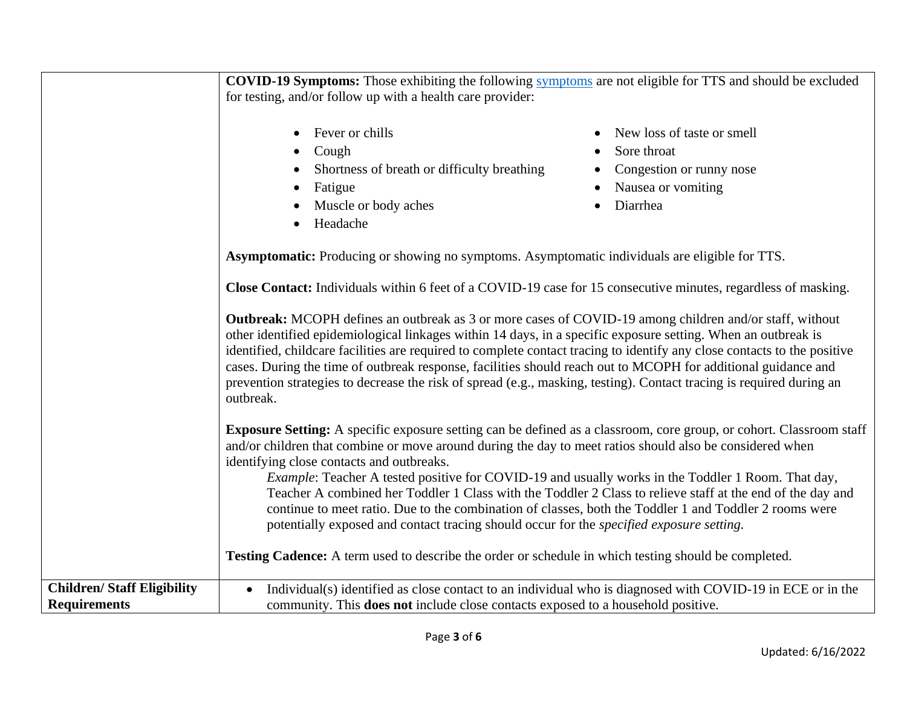| | |
|---|---|
| | **COVID-19 Symptoms:** Those exhibiting the following symptoms are not eligible for TTS and should be excluded for testing, and/or follow up with a health care provider:<br><br>• Fever or chills<br>• Cough<br>• Shortness of breath or difficulty breathing<br>• Fatigue<br>• Muscle or body aches<br>• Headache<br>• New loss of taste or smell<br>• Sore throat<br>• Congestion or runny nose<br>• Nausea or vomiting<br>• Diarrhea<br><br>**Asymptomatic:** Producing or showing no symptoms. Asymptomatic individuals are eligible for TTS.<br><br>**Close Contact:** Individuals within 6 feet of a COVID-19 case for 15 consecutive minutes, regardless of masking.<br><br>**Outbreak:** MCOPH defines an outbreak as 3 or more cases of COVID-19 among children and/or staff, without other identified epidemiological linkages within 14 days, in a specific exposure setting. When an outbreak is identified, childcare facilities are required to complete contact tracing to identify any close contacts to the positive cases. During the time of outbreak response, facilities should reach out to MCOPH for additional guidance and prevention strategies to decrease the risk of spread (e.g., masking, testing). Contact tracing is required during an outbreak.<br><br>**Exposure Setting:** A specific exposure setting can be defined as a classroom, core group, or cohort. Classroom staff and/or children that combine or move around during the day to meet ratios should also be considered when identifying close contacts and outbreaks.<br>*Example*: Teacher A tested positive for COVID-19 and usually works in the Toddler 1 Room. That day, Teacher A combined her Toddler 1 Class with the Toddler 2 Class to relieve staff at the end of the day and continue to meet ratio. Due to the combination of classes, both the Toddler 1 and Toddler 2 rooms were potentially exposed and contact tracing should occur for the *specified exposure setting.*<br><br>**Testing Cadence:** A term used to describe the order or schedule in which testing should be completed. |
| **Children/ Staff Eligibility Requirements** | • Individual(s) identified as close contact to an individual who is diagnosed with COVID-19 in ECE or in the community. This **does not** include close contacts exposed to a household positive. |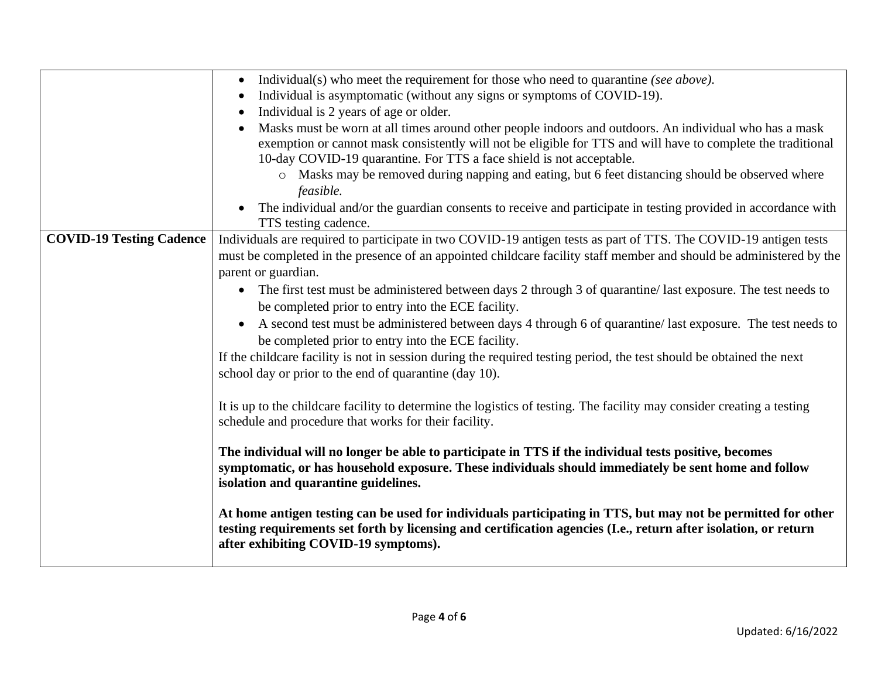| | |
|---|---|
| | • Individual(s) who meet the requirement for those who need to quarantine *(see above).*<br>• Individual is asymptomatic (without any signs or symptoms of COVID-19).<br>• Individual is 2 years of age or older.<br>• Masks must be worn at all times around other people indoors and outdoors. An individual who has a mask exemption or cannot mask consistently will not be eligible for TTS and will have to complete the traditional 10-day COVID-19 quarantine. For TTS a face shield is not acceptable.<br>&nbsp;&nbsp;&nbsp;&nbsp;o Masks may be removed during napping and eating, but 6 feet distancing should be observed where *feasible.*<br>• The individual and/or the guardian consents to receive and participate in testing provided in accordance with TTS testing cadence. |
| **COVID-19 Testing Cadence** | Individuals are required to participate in two COVID-19 antigen tests as part of TTS. The COVID-19 antigen tests must be completed in the presence of an appointed childcare facility staff member and should be administered by the parent or guardian.<br>• The first test must be administered between days 2 through 3 of quarantine/ last exposure. The test needs to be completed prior to entry into the ECE facility.<br>• A second test must be administered between days 4 through 6 of quarantine/ last exposure. The test needs to be completed prior to entry into the ECE facility.<br>If the childcare facility is not in session during the required testing period, the test should be obtained the next school day or prior to the end of quarantine (day 10).<br><br>It is up to the childcare facility to determine the logistics of testing. The facility may consider creating a testing schedule and procedure that works for their facility.<br><br>**The individual will no longer be able to participate in TTS if the individual tests positive, becomes symptomatic, or has household exposure. These individuals should immediately be sent home and follow isolation and quarantine guidelines.**<br><br>**At home antigen testing can be used for individuals participating in TTS, but may not be permitted for other testing requirements set forth by licensing and certification agencies (I.e., return after isolation, or return after exhibiting COVID-19 symptoms).** |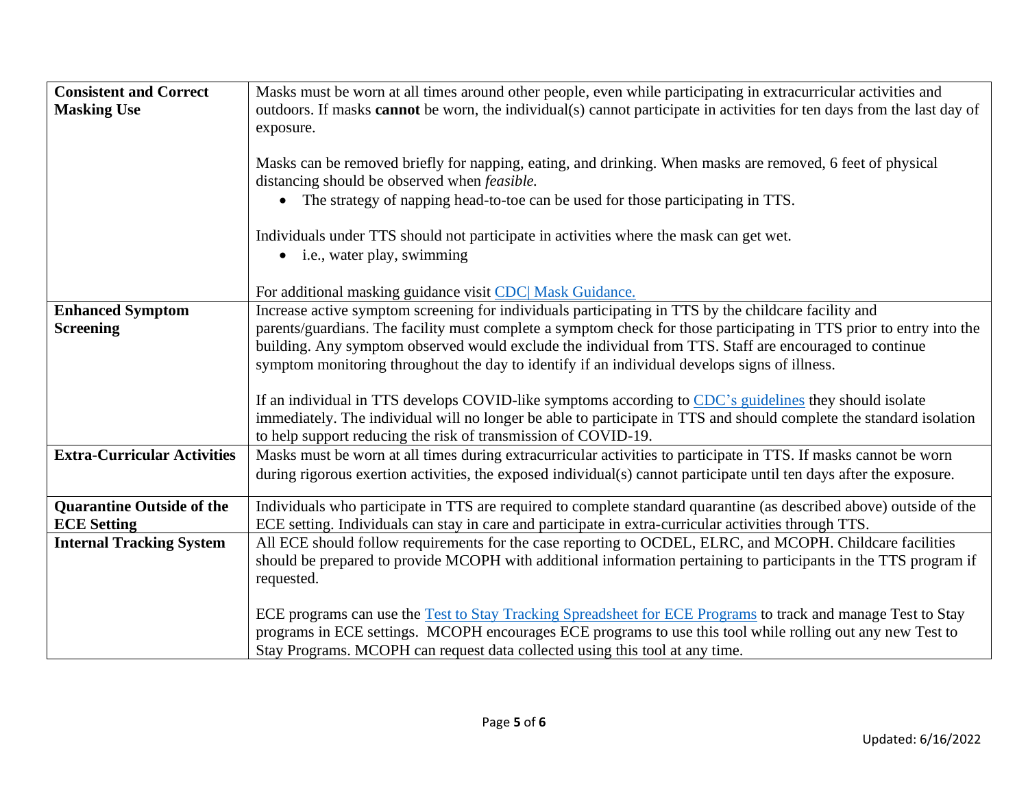| | |
|---|---|
| **Consistent and Correct Masking Use** | Masks must be worn at all times around other people, even while participating in extracurricular activities and outdoors. If masks **cannot** be worn, the individual(s) cannot participate in activities for ten days from the last day of exposure.<br><br>Masks can be removed briefly for napping, eating, and drinking. When masks are removed, 6 feet of physical distancing should be observed when *feasible.*<br>• The strategy of napping head-to-toe can be used for those participating in TTS.<br><br>Individuals under TTS should not participate in activities where the mask can get wet.<br>• i.e., water play, swimming<br><br>For additional masking guidance visit [CDC\| Mask Guidance.]() |
| **Enhanced Symptom Screening** | Increase active symptom screening for individuals participating in TTS by the childcare facility and parents/guardians. The facility must complete a symptom check for those participating in TTS prior to entry into the building. Any symptom observed would exclude the individual from TTS. Staff are encouraged to continue symptom monitoring throughout the day to identify if an individual develops signs of illness.<br><br>If an individual in TTS develops COVID-like symptoms according to [CDC's guidelines]() they should isolate immediately. The individual will no longer be able to participate in TTS and should complete the standard isolation to help support reducing the risk of transmission of COVID-19. |
| **Extra-Curricular Activities** | Masks must be worn at all times during extracurricular activities to participate in TTS. If masks cannot be worn during rigorous exertion activities, the exposed individual(s) cannot participate until ten days after the exposure. |
| **Quarantine Outside of the ECE Setting** | Individuals who participate in TTS are required to complete standard quarantine (as described above) outside of the ECE setting. Individuals can stay in care and participate in extra-curricular activities through TTS. |
| **Internal Tracking System** | All ECE should follow requirements for the case reporting to OCDEL, ELRC, and MCOPH. Childcare facilities should be prepared to provide MCOPH with additional information pertaining to participants in the TTS program if requested.<br><br>ECE programs can use the [Test to Stay Tracking Spreadsheet for ECE Programs]() to track and manage Test to Stay programs in ECE settings. MCOPH encourages ECE programs to use this tool while rolling out any new Test to Stay Programs. MCOPH can request data collected using this tool at any time. |

Updated: 6/16/2022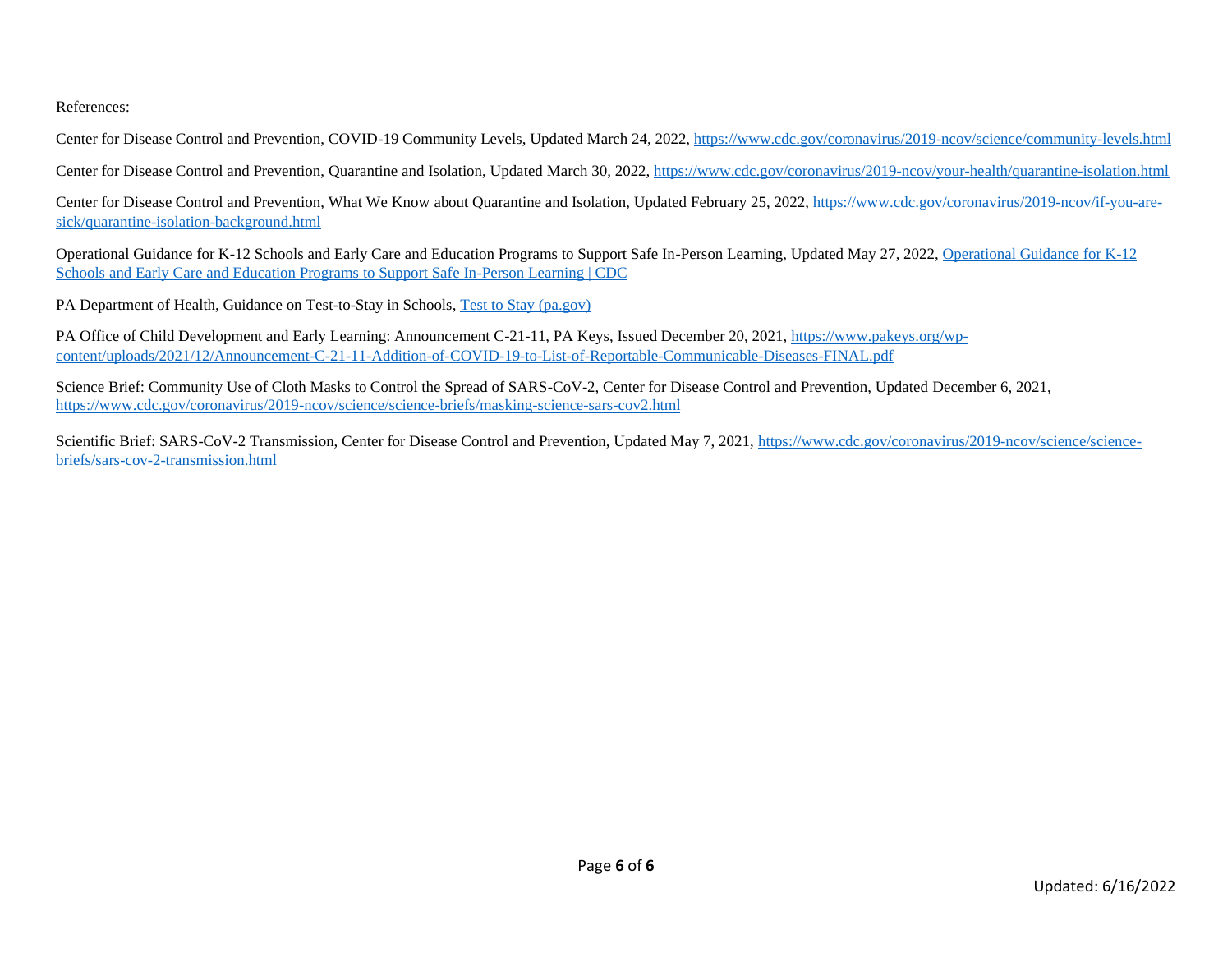References:

Center for Disease Control and Prevention, COVID-19 Community Levels, Updated March 24, 2022, https://www.cdc.gov/coronavirus/2019-ncov/science/community-levels.html

Center for Disease Control and Prevention, Quarantine and Isolation, Updated March 30, 2022, https://www.cdc.gov/coronavirus/2019-ncov/your-health/quarantine-isolation.html

Center for Disease Control and Prevention, What We Know about Quarantine and Isolation, Updated February 25, 2022, https://www.cdc.gov/coronavirus/2019-ncov/if-you-are-sick/quarantine-isolation-background.html

Operational Guidance for K-12 Schools and Early Care and Education Programs to Support Safe In-Person Learning, Updated May 27, 2022, Operational Guidance for K-12 Schools and Early Care and Education Programs to Support Safe In-Person Learning | CDC

PA Department of Health, Guidance on Test-to-Stay in Schools, Test to Stay (pa.gov)

PA Office of Child Development and Early Learning: Announcement C-21-11, PA Keys, Issued December 20, 2021, https://www.pakeys.org/wp-content/uploads/2021/12/Announcement-C-21-11-Addition-of-COVID-19-to-List-of-Reportable-Communicable-Diseases-FINAL.pdf

Science Brief: Community Use of Cloth Masks to Control the Spread of SARS-CoV-2, Center for Disease Control and Prevention, Updated December 6, 2021, https://www.cdc.gov/coronavirus/2019-ncov/science/science-briefs/masking-science-sars-cov2.html

Scientific Brief: SARS-CoV-2 Transmission, Center for Disease Control and Prevention, Updated May 7, 2021, https://www.cdc.gov/coronavirus/2019-ncov/science/science-briefs/sars-cov-2-transmission.html

Updated: 6/16/2022